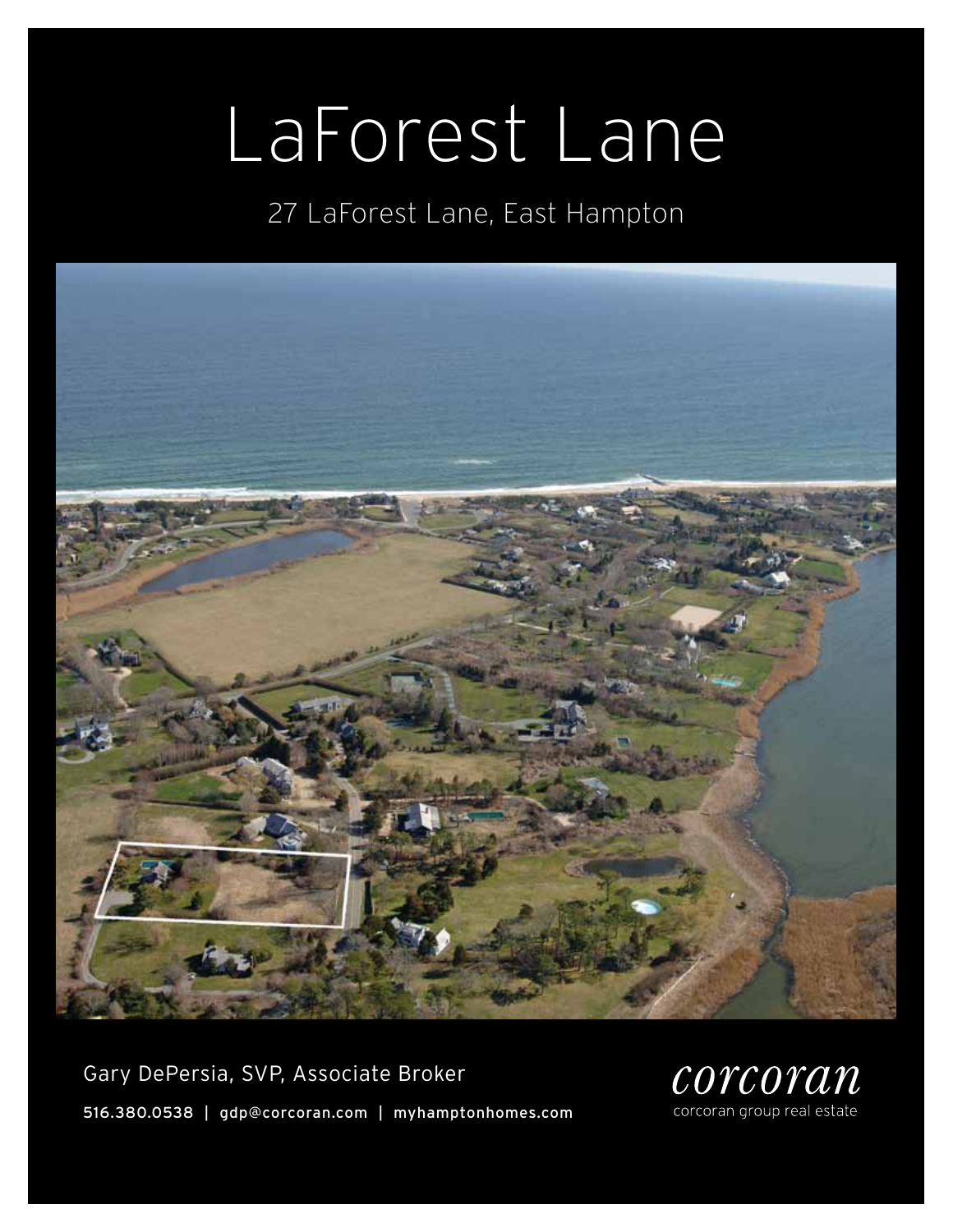# LaForest Lane

27 LaForest Lane, East Hampton

Gary DePersia, SVP, Associate Broker

516.380.0538 | gdp@corcoran.com | myhamptonhomes.com

corcoran

corcoran group real estate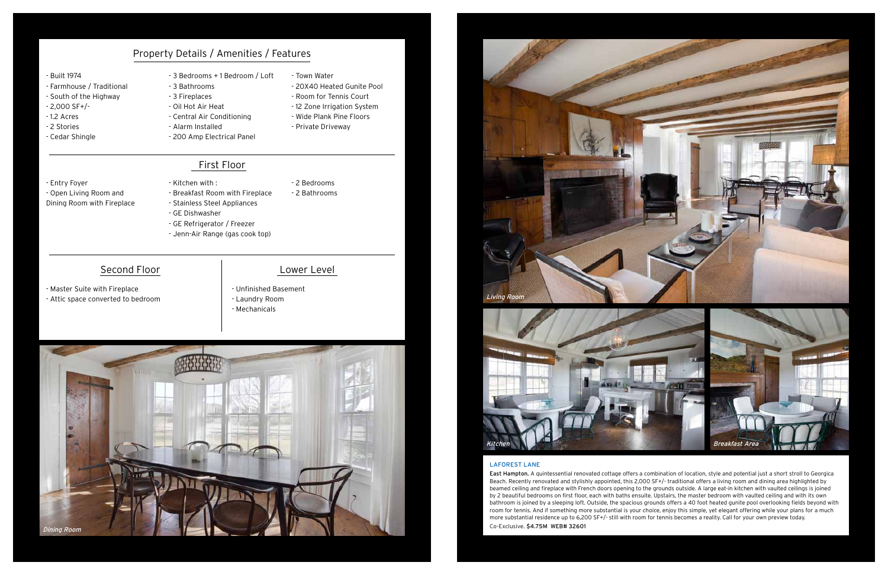## Property Details / Amenities / Features

- Built 1974
- Farmhouse / Traditional
- South of the Highway
- 2,000 SF+/-
- 1.2 Acres
- 2 Stories
- Cedar Shingle
- 3 Bedrooms + 1 Bedroom / Loft
- 3 Bathrooms
- 3 Fireplaces
- Oil Hot Air Heat
- Central Air Conditioning
- Alarm Installed
- 200 Amp Electrical Panel
- Town Water
- 20X40 Heated Gunite Pool
- Room for Tennis Court
- 12 Zone Irrigation System
- Wide Plank Pine Floors
- Private Driveway

## First Floor

- Entry Foyer
- Open Living Room and Dining Room with Fireplace
- Kitchen with :
- Breakfast Room with Fireplace
- Stainless Steel Appliances
- GE Dishwasher
- GE Refrigerator / Freezer
- Jenn-Air Range (gas cook top)
- 2 Bedrooms
- 2 Bathrooms

## Second Floor

- Master Suite with Fireplace
- Attic space converted to bedroom

## Lower Level

- Unfinished Basement
- Laundry Room
- Mechanicals

*Dining Room*

*Living Room*

*Kitchen*

*Breakfast Area*

LAFOREST LANE

**East Hampton.** A quintessential renovated cottage offers a combination of location, style and potential just a short stroll to Georgica Beach. Recently renovated and stylishly appointed, this 2,000 SF+/- traditional offers a living room and dining area highlighted by beamed ceiling and fireplace with French doors opening to the grounds outside. A large eat-in kitchen with vaulted ceilings is joined by 2 beautiful bedrooms on first floor, each with baths ensuite. Upstairs, the master bedroom with vaulted ceiling and with its own bathroom is joined by a sleeping loft. Outside, the spacious grounds offers a 40 foot heated gunite pool overlooking fields beyond with room for tennis. And if something more substantial is your choice, enjoy this simple, yet elegant offering while your plans for a much more substantial residence up to 6,200 SF+/- still with room for tennis becomes a reality. Call for your own preview today.

Co-Exclusive. **$4.75M WEB# 32601**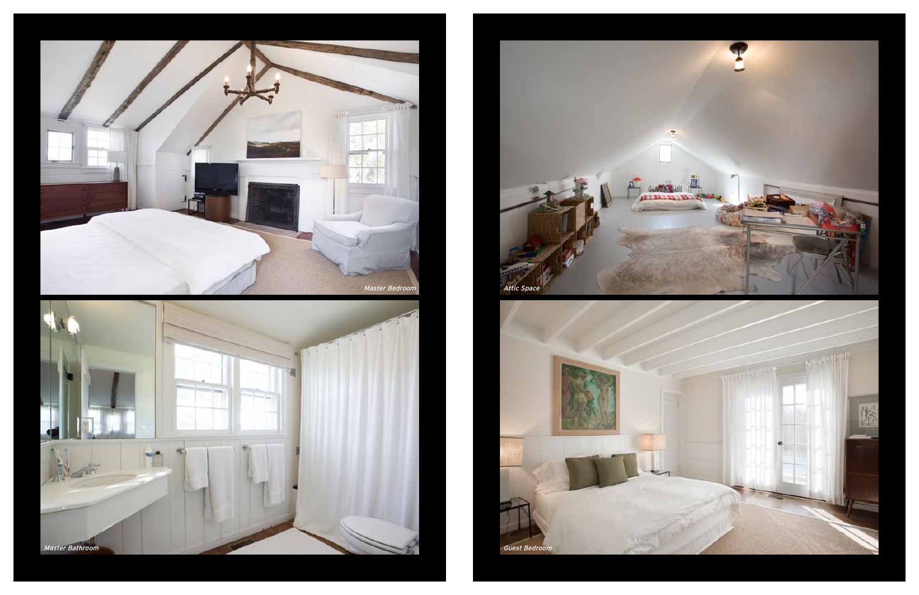Master Bedroom

Master Bathroom

Attic Space

Guest Bedroom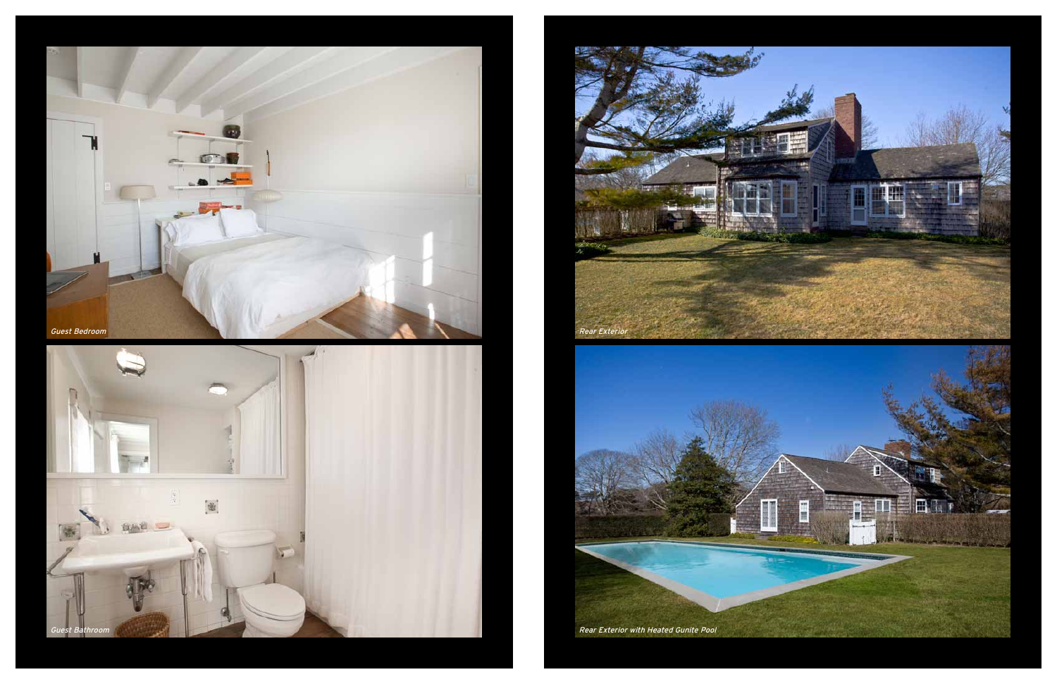Guest Bedroom

Guest Bathroom

Rear Exterior

Rear Exterior with Heated Gunite Pool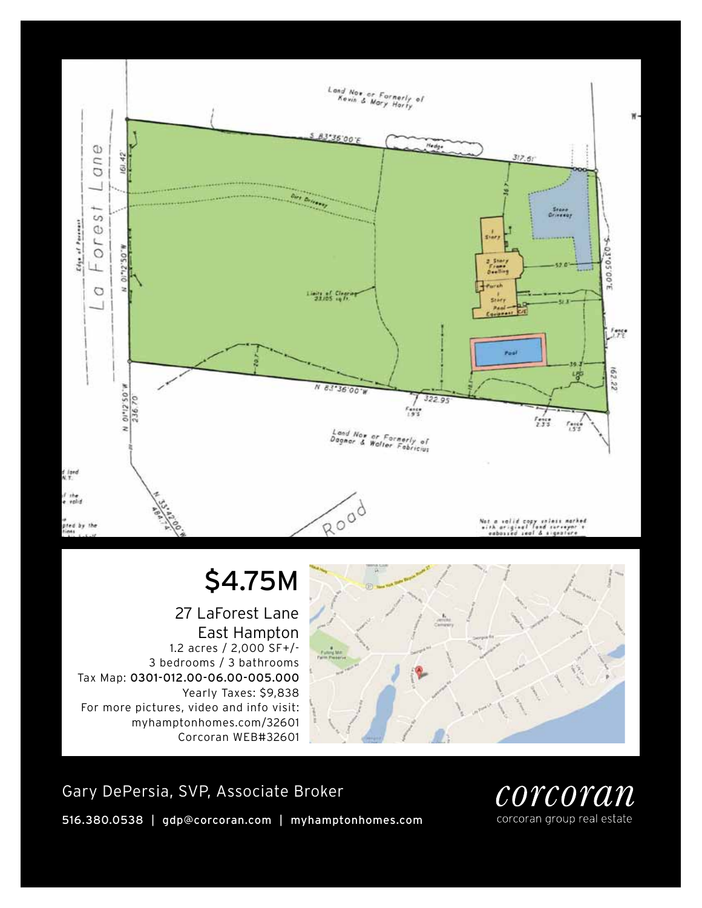Land Now or Formerly of Kevin & Mary Harty

S 83°35'00"E

Hedge

317.61'

Stone Driveway

S 03°05'00"E

162.22'

La Forest Lane

Edge of Pavement

161.42'

N 01°12'50"W

Dirt Driveway

38.7'

1 Story

2 Story Frame Dwelling

52.0'

Porch

1 Story

Pool Equipment

A/C

51.3'

Limits of Clearing 23,105 sq.ft.

Fence 1.7'E

Pool

39.3'

LPG

20.7'

18.5'

N 83°36'00"W

322.95'

Fence 1.9'S

Fence 2.3'S

Fence 1.5'S

N 01°12'50"W 236.70'

Land Now or Formerly of Dagmar & Walter Fabricius

N 33°42'00"W 484.74'

Road

Not a valid copy unless marked with original land surveyor's embossed seal & signature

# $4.75M

27 LaForest Lane
East Hampton
1.2 acres / 2,000 SF+/-
3 bedrooms / 3 bathrooms
Tax Map: **0301-012.00-06.00-005.000**
Yearly Taxes: $9,838
For more pictures, video and info visit:
myhamptonhomes.com/32601
Corcoran WEB#32601

Gary DePersia, SVP, Associate Broker

**516.380.0538 | gdp@corcoran.com | myhamptonhomes.com**

corcoran
corcoran group real estate